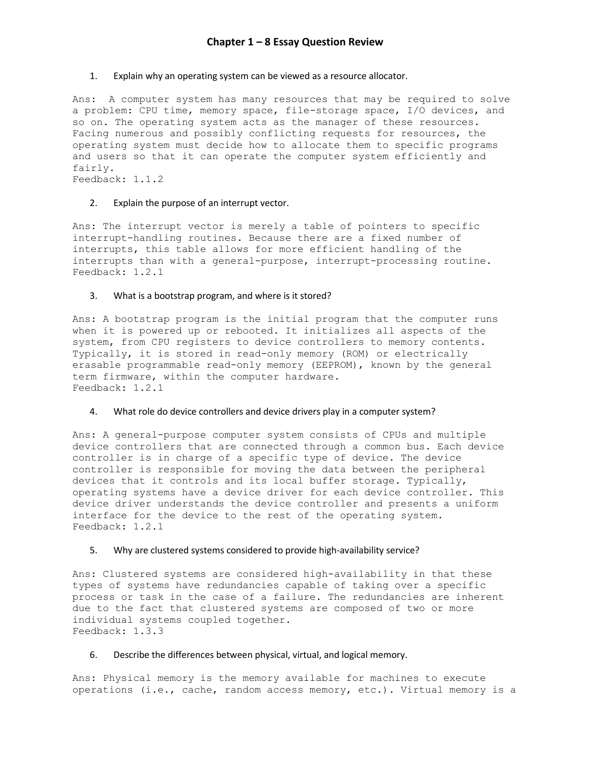# Chapter 1 – 8 Essay Question Review

1. Explain why an operating system can be viewed as a resource allocator.

Ans: A computer system has many resources that may be required to solve a problem: CPU time, memory space, file-storage space, I/O devices, and so on. The operating system acts as the manager of these resources. Facing numerous and possibly conflicting requests for resources, the operating system must decide how to allocate them to specific programs and users so that it can operate the computer system efficiently and fairly.
Feedback: 1.1.2

2. Explain the purpose of an interrupt vector.

Ans: The interrupt vector is merely a table of pointers to specific interrupt-handling routines. Because there are a fixed number of interrupts, this table allows for more efficient handling of the interrupts than with a general-purpose, interrupt-processing routine.
Feedback: 1.2.1

3. What is a bootstrap program, and where is it stored?

Ans: A bootstrap program is the initial program that the computer runs when it is powered up or rebooted. It initializes all aspects of the system, from CPU registers to device controllers to memory contents. Typically, it is stored in read-only memory (ROM) or electrically erasable programmable read-only memory (EEPROM), known by the general term firmware, within the computer hardware.
Feedback: 1.2.1

4. What role do device controllers and device drivers play in a computer system?

Ans: A general-purpose computer system consists of CPUs and multiple device controllers that are connected through a common bus. Each device controller is in charge of a specific type of device. The device controller is responsible for moving the data between the peripheral devices that it controls and its local buffer storage. Typically, operating systems have a device driver for each device controller. This device driver understands the device controller and presents a uniform interface for the device to the rest of the operating system.
Feedback: 1.2.1

5. Why are clustered systems considered to provide high-availability service?

Ans: Clustered systems are considered high-availability in that these types of systems have redundancies capable of taking over a specific process or task in the case of a failure. The redundancies are inherent due to the fact that clustered systems are composed of two or more individual systems coupled together.
Feedback: 1.3.3

6. Describe the differences between physical, virtual, and logical memory.

Ans: Physical memory is the memory available for machines to execute operations (i.e., cache, random access memory, etc.). Virtual memory is a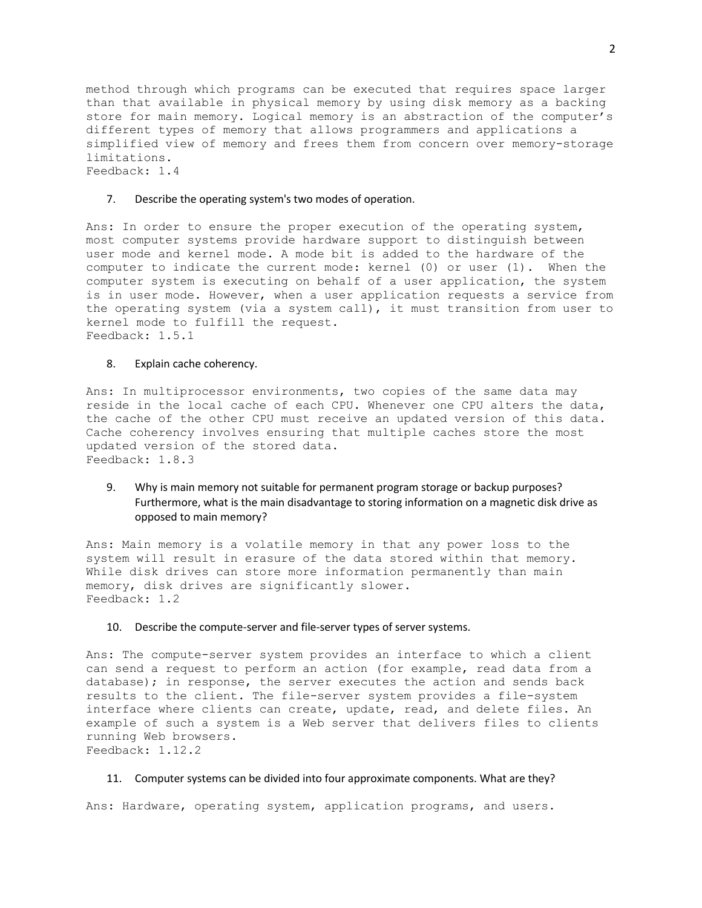method through which programs can be executed that requires space larger than that available in physical memory by using disk memory as a backing store for main memory. Logical memory is an abstraction of the computer's different types of memory that allows programmers and applications a simplified view of memory and frees them from concern over memory-storage limitations.
Feedback: 1.4

7. Describe the operating system's two modes of operation.

Ans: In order to ensure the proper execution of the operating system, most computer systems provide hardware support to distinguish between user mode and kernel mode. A mode bit is added to the hardware of the computer to indicate the current mode: kernel (0) or user (1). When the computer system is executing on behalf of a user application, the system is in user mode. However, when a user application requests a service from the operating system (via a system call), it must transition from user to kernel mode to fulfill the request.
Feedback: 1.5.1

8. Explain cache coherency.

Ans: In multiprocessor environments, two copies of the same data may reside in the local cache of each CPU. Whenever one CPU alters the data, the cache of the other CPU must receive an updated version of this data. Cache coherency involves ensuring that multiple caches store the most updated version of the stored data.
Feedback: 1.8.3

9. Why is main memory not suitable for permanent program storage or backup purposes? Furthermore, what is the main disadvantage to storing information on a magnetic disk drive as opposed to main memory?

Ans: Main memory is a volatile memory in that any power loss to the system will result in erasure of the data stored within that memory. While disk drives can store more information permanently than main memory, disk drives are significantly slower.
Feedback: 1.2

10. Describe the compute-server and file-server types of server systems.

Ans: The compute-server system provides an interface to which a client can send a request to perform an action (for example, read data from a database); in response, the server executes the action and sends back results to the client. The file-server system provides a file-system interface where clients can create, update, read, and delete files. An example of such a system is a Web server that delivers files to clients running Web browsers.
Feedback: 1.12.2

11. Computer systems can be divided into four approximate components. What are they?

Ans: Hardware, operating system, application programs, and users.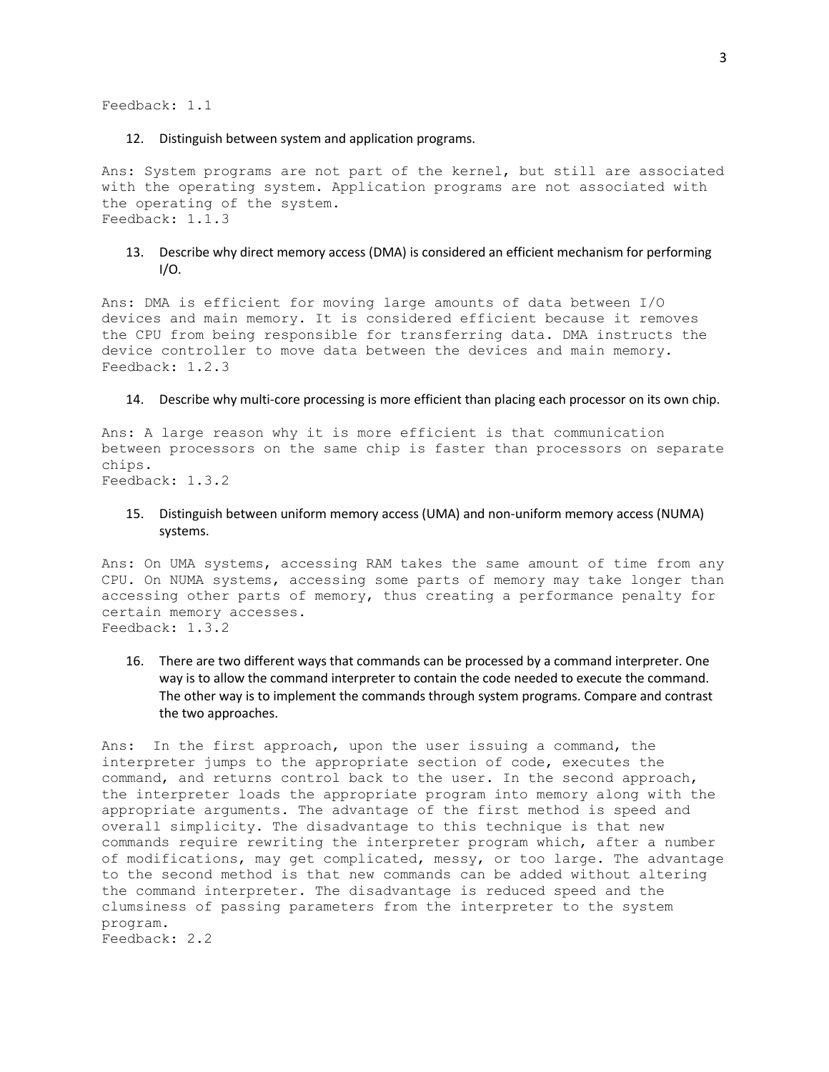Feedback: 1.1

12. Distinguish between system and application programs.

Ans: System programs are not part of the kernel, but still are associated with the operating system. Application programs are not associated with the operating of the system.
Feedback: 1.1.3

13. Describe why direct memory access (DMA) is considered an efficient mechanism for performing I/O.

Ans: DMA is efficient for moving large amounts of data between I/O devices and main memory. It is considered efficient because it removes the CPU from being responsible for transferring data. DMA instructs the device controller to move data between the devices and main memory.
Feedback: 1.2.3

14. Describe why multi-core processing is more efficient than placing each processor on its own chip.

Ans: A large reason why it is more efficient is that communication between processors on the same chip is faster than processors on separate chips.
Feedback: 1.3.2

15. Distinguish between uniform memory access (UMA) and non-uniform memory access (NUMA) systems.

Ans: On UMA systems, accessing RAM takes the same amount of time from any CPU. On NUMA systems, accessing some parts of memory may take longer than accessing other parts of memory, thus creating a performance penalty for certain memory accesses.
Feedback: 1.3.2

16. There are two different ways that commands can be processed by a command interpreter. One way is to allow the command interpreter to contain the code needed to execute the command. The other way is to implement the commands through system programs. Compare and contrast the two approaches.

Ans: In the first approach, upon the user issuing a command, the interpreter jumps to the appropriate section of code, executes the command, and returns control back to the user. In the second approach, the interpreter loads the appropriate program into memory along with the appropriate arguments. The advantage of the first method is speed and overall simplicity. The disadvantage to this technique is that new commands require rewriting the interpreter program which, after a number of modifications, may get complicated, messy, or too large. The advantage to the second method is that new commands can be added without altering the command interpreter. The disadvantage is reduced speed and the clumsiness of passing parameters from the interpreter to the system program.
Feedback: 2.2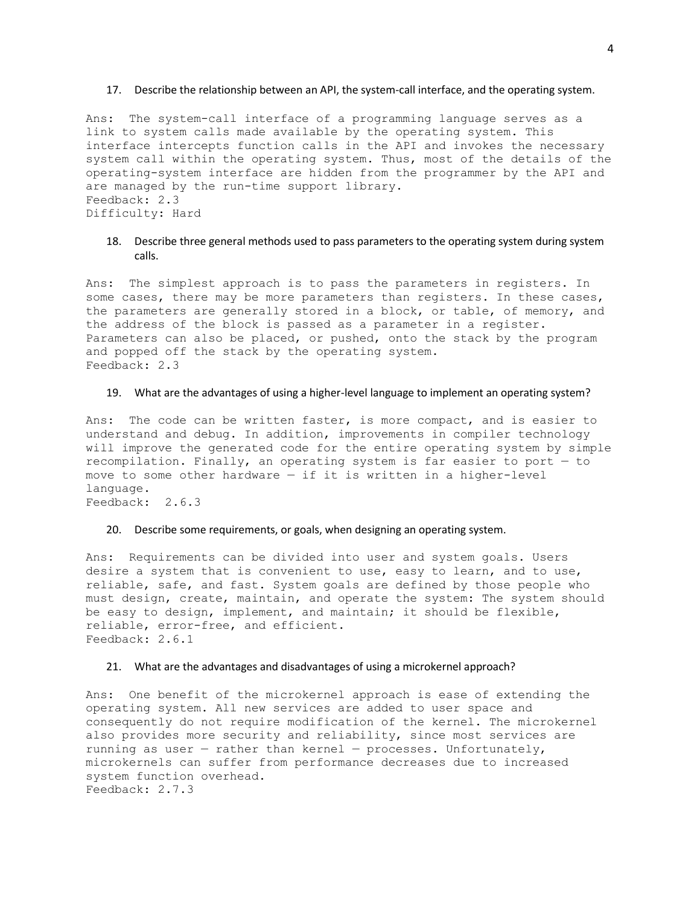17. Describe the relationship between an API, the system-call interface, and the operating system.

Ans: The system-call interface of a programming language serves as a link to system calls made available by the operating system. This interface intercepts function calls in the API and invokes the necessary system call within the operating system. Thus, most of the details of the operating-system interface are hidden from the programmer by the API and are managed by the run-time support library.
Feedback: 2.3
Difficulty: Hard

18. Describe three general methods used to pass parameters to the operating system during system calls.

Ans: The simplest approach is to pass the parameters in registers. In some cases, there may be more parameters than registers. In these cases, the parameters are generally stored in a block, or table, of memory, and the address of the block is passed as a parameter in a register. Parameters can also be placed, or pushed, onto the stack by the program and popped off the stack by the operating system.
Feedback: 2.3

19. What are the advantages of using a higher-level language to implement an operating system?

Ans: The code can be written faster, is more compact, and is easier to understand and debug. In addition, improvements in compiler technology will improve the generated code for the entire operating system by simple recompilation. Finally, an operating system is far easier to port — to move to some other hardware — if it is written in a higher-level language.
Feedback: 2.6.3

20. Describe some requirements, or goals, when designing an operating system.

Ans: Requirements can be divided into user and system goals. Users desire a system that is convenient to use, easy to learn, and to use, reliable, safe, and fast. System goals are defined by those people who must design, create, maintain, and operate the system: The system should be easy to design, implement, and maintain; it should be flexible, reliable, error-free, and efficient.
Feedback: 2.6.1

21. What are the advantages and disadvantages of using a microkernel approach?

Ans: One benefit of the microkernel approach is ease of extending the operating system. All new services are added to user space and consequently do not require modification of the kernel. The microkernel also provides more security and reliability, since most services are running as user — rather than kernel — processes. Unfortunately, microkernels can suffer from performance decreases due to increased system function overhead.
Feedback: 2.7.3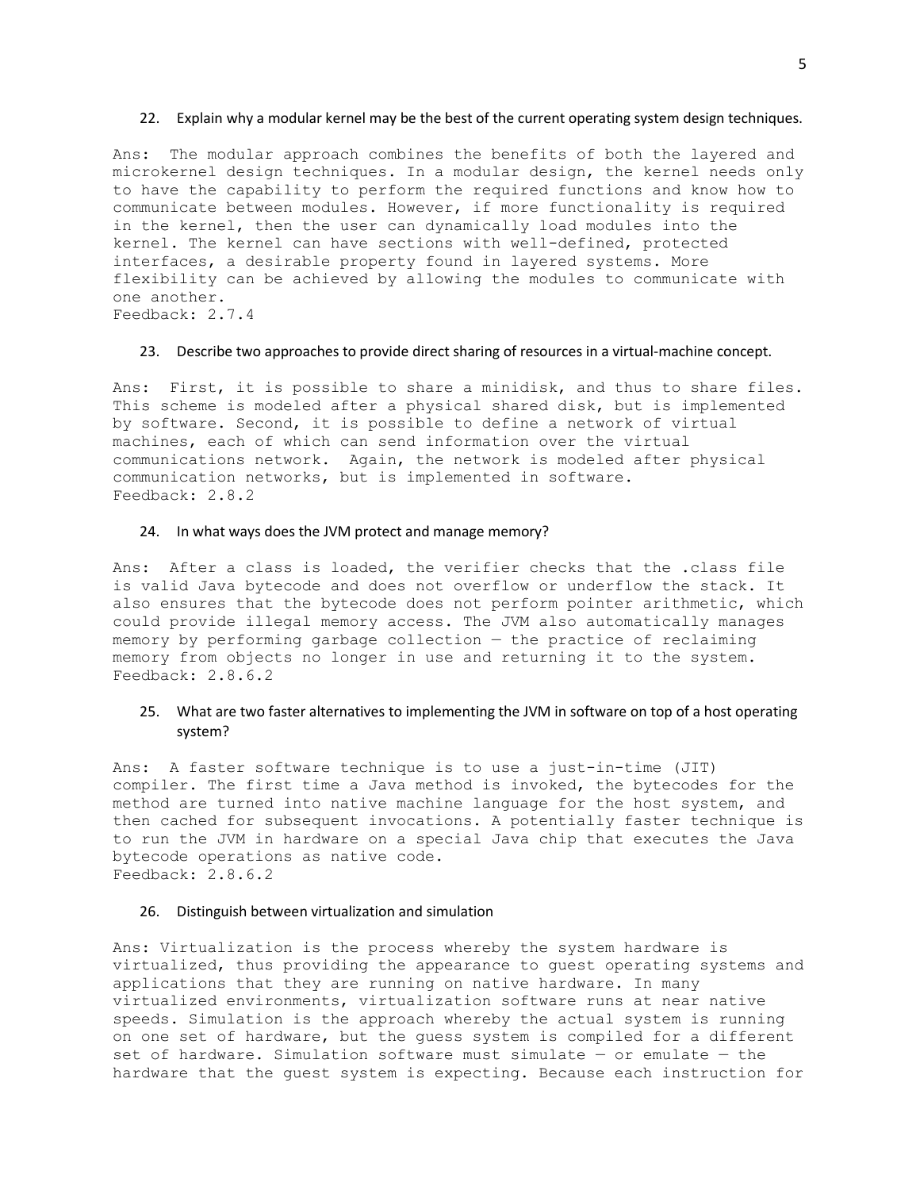22. Explain why a modular kernel may be the best of the current operating system design techniques.

Ans: The modular approach combines the benefits of both the layered and microkernel design techniques. In a modular design, the kernel needs only to have the capability to perform the required functions and know how to communicate between modules. However, if more functionality is required in the kernel, then the user can dynamically load modules into the kernel. The kernel can have sections with well-defined, protected interfaces, a desirable property found in layered systems. More flexibility can be achieved by allowing the modules to communicate with one another.
Feedback: 2.7.4

23. Describe two approaches to provide direct sharing of resources in a virtual-machine concept.

Ans: First, it is possible to share a minidisk, and thus to share files. This scheme is modeled after a physical shared disk, but is implemented by software. Second, it is possible to define a network of virtual machines, each of which can send information over the virtual communications network. Again, the network is modeled after physical communication networks, but is implemented in software.
Feedback: 2.8.2

24. In what ways does the JVM protect and manage memory?

Ans: After a class is loaded, the verifier checks that the .class file is valid Java bytecode and does not overflow or underflow the stack. It also ensures that the bytecode does not perform pointer arithmetic, which could provide illegal memory access. The JVM also automatically manages memory by performing garbage collection — the practice of reclaiming memory from objects no longer in use and returning it to the system.
Feedback: 2.8.6.2

25. What are two faster alternatives to implementing the JVM in software on top of a host operating system?

Ans: A faster software technique is to use a just-in-time (JIT) compiler. The first time a Java method is invoked, the bytecodes for the method are turned into native machine language for the host system, and then cached for subsequent invocations. A potentially faster technique is to run the JVM in hardware on a special Java chip that executes the Java bytecode operations as native code.
Feedback: 2.8.6.2

26. Distinguish between virtualization and simulation

Ans: Virtualization is the process whereby the system hardware is virtualized, thus providing the appearance to guest operating systems and applications that they are running on native hardware. In many virtualized environments, virtualization software runs at near native speeds. Simulation is the approach whereby the actual system is running on one set of hardware, but the guess system is compiled for a different set of hardware. Simulation software must simulate — or emulate — the hardware that the guest system is expecting. Because each instruction for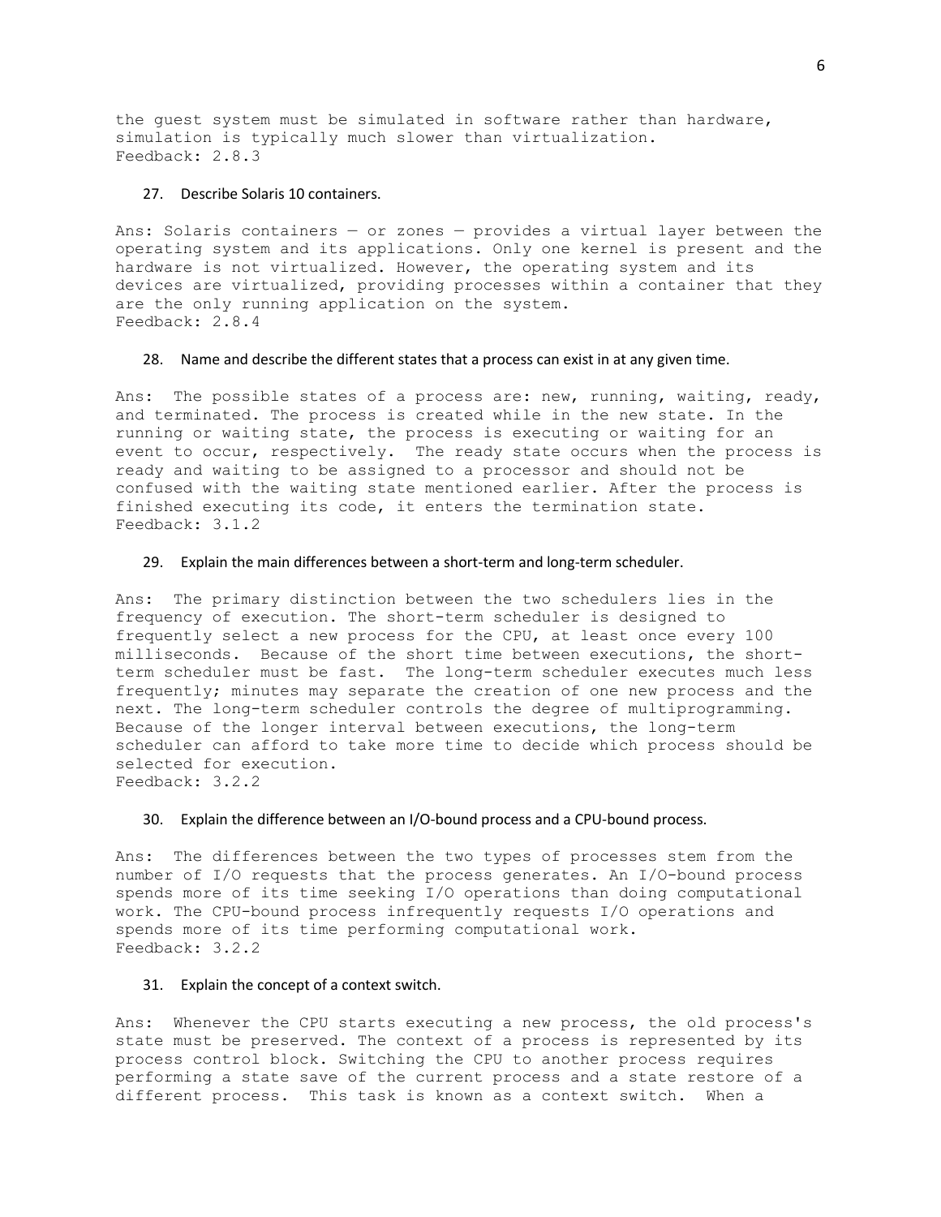the guest system must be simulated in software rather than hardware, simulation is typically much slower than virtualization.
Feedback: 2.8.3

27. Describe Solaris 10 containers.

Ans: Solaris containers — or zones — provides a virtual layer between the operating system and its applications. Only one kernel is present and the hardware is not virtualized. However, the operating system and its devices are virtualized, providing processes within a container that they are the only running application on the system.
Feedback: 2.8.4

28. Name and describe the different states that a process can exist in at any given time.

Ans: The possible states of a process are: new, running, waiting, ready, and terminated. The process is created while in the new state. In the running or waiting state, the process is executing or waiting for an event to occur, respectively. The ready state occurs when the process is ready and waiting to be assigned to a processor and should not be confused with the waiting state mentioned earlier. After the process is finished executing its code, it enters the termination state.
Feedback: 3.1.2

29. Explain the main differences between a short-term and long-term scheduler.

Ans: The primary distinction between the two schedulers lies in the frequency of execution. The short-term scheduler is designed to frequently select a new process for the CPU, at least once every 100 milliseconds. Because of the short time between executions, the short-term scheduler must be fast. The long-term scheduler executes much less frequently; minutes may separate the creation of one new process and the next. The long-term scheduler controls the degree of multiprogramming. Because of the longer interval between executions, the long-term scheduler can afford to take more time to decide which process should be selected for execution.
Feedback: 3.2.2

30. Explain the difference between an I/O-bound process and a CPU-bound process.

Ans: The differences between the two types of processes stem from the number of I/O requests that the process generates. An I/O-bound process spends more of its time seeking I/O operations than doing computational work. The CPU-bound process infrequently requests I/O operations and spends more of its time performing computational work.
Feedback: 3.2.2

31. Explain the concept of a context switch.

Ans: Whenever the CPU starts executing a new process, the old process's state must be preserved. The context of a process is represented by its process control block. Switching the CPU to another process requires performing a state save of the current process and a state restore of a different process. This task is known as a context switch. When a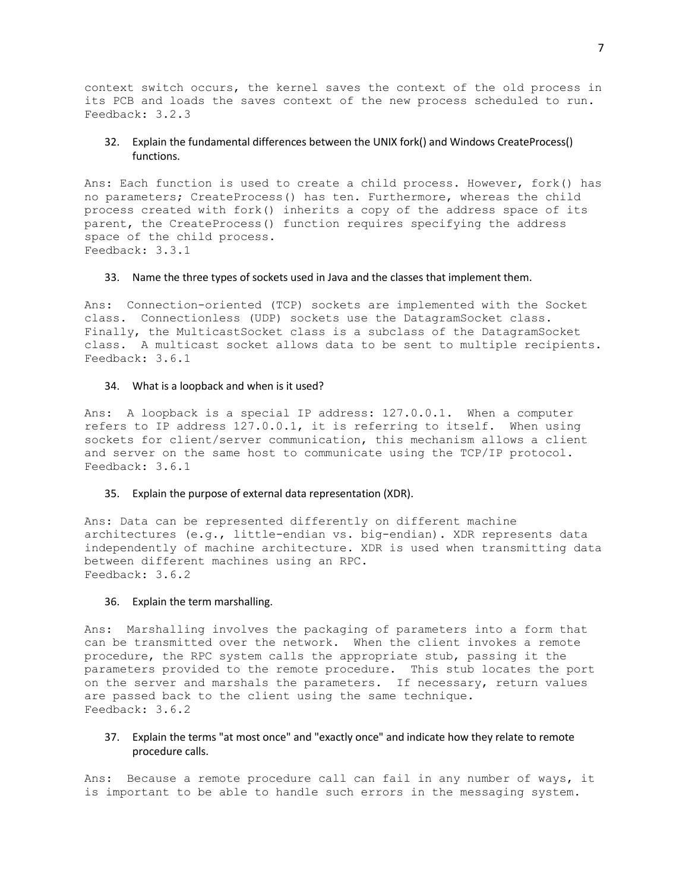context switch occurs, the kernel saves the context of the old process in its PCB and loads the saves context of the new process scheduled to run.
Feedback: 3.2.3

32. Explain the fundamental differences between the UNIX fork() and Windows CreateProcess() functions.

Ans: Each function is used to create a child process. However, fork() has no parameters; CreateProcess() has ten. Furthermore, whereas the child process created with fork() inherits a copy of the address space of its parent, the CreateProcess() function requires specifying the address space of the child process.
Feedback: 3.3.1

33. Name the three types of sockets used in Java and the classes that implement them.

Ans: Connection-oriented (TCP) sockets are implemented with the Socket class. Connectionless (UDP) sockets use the DatagramSocket class. Finally, the MulticastSocket class is a subclass of the DatagramSocket class. A multicast socket allows data to be sent to multiple recipients.
Feedback: 3.6.1

34. What is a loopback and when is it used?

Ans: A loopback is a special IP address: 127.0.0.1. When a computer refers to IP address 127.0.0.1, it is referring to itself. When using sockets for client/server communication, this mechanism allows a client and server on the same host to communicate using the TCP/IP protocol.
Feedback: 3.6.1

35. Explain the purpose of external data representation (XDR).

Ans: Data can be represented differently on different machine architectures (e.g., little-endian vs. big-endian). XDR represents data independently of machine architecture. XDR is used when transmitting data between different machines using an RPC.
Feedback: 3.6.2

36. Explain the term marshalling.

Ans: Marshalling involves the packaging of parameters into a form that can be transmitted over the network. When the client invokes a remote procedure, the RPC system calls the appropriate stub, passing it the parameters provided to the remote procedure. This stub locates the port on the server and marshals the parameters. If necessary, return values are passed back to the client using the same technique.
Feedback: 3.6.2

37. Explain the terms "at most once" and "exactly once" and indicate how they relate to remote procedure calls.

Ans: Because a remote procedure call can fail in any number of ways, it is important to be able to handle such errors in the messaging system.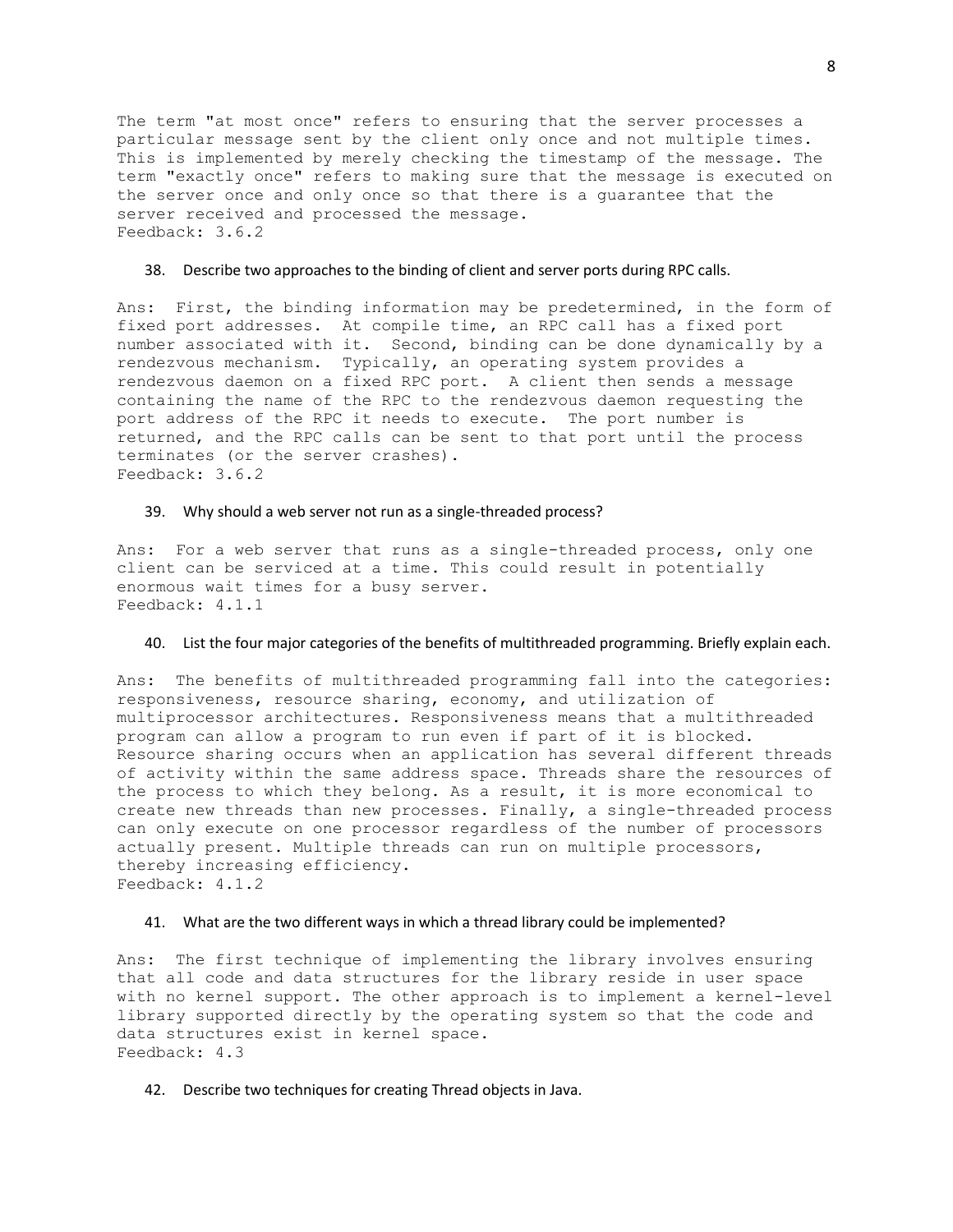The term "at most once" refers to ensuring that the server processes a particular message sent by the client only once and not multiple times. This is implemented by merely checking the timestamp of the message. The term "exactly once" refers to making sure that the message is executed on the server once and only once so that there is a guarantee that the server received and processed the message.
Feedback: 3.6.2

38. Describe two approaches to the binding of client and server ports during RPC calls.

Ans: First, the binding information may be predetermined, in the form of fixed port addresses. At compile time, an RPC call has a fixed port number associated with it. Second, binding can be done dynamically by a rendezvous mechanism. Typically, an operating system provides a rendezvous daemon on a fixed RPC port. A client then sends a message containing the name of the RPC to the rendezvous daemon requesting the port address of the RPC it needs to execute. The port number is returned, and the RPC calls can be sent to that port until the process terminates (or the server crashes).
Feedback: 3.6.2

39. Why should a web server not run as a single-threaded process?

Ans: For a web server that runs as a single-threaded process, only one client can be serviced at a time. This could result in potentially enormous wait times for a busy server.
Feedback: 4.1.1

40. List the four major categories of the benefits of multithreaded programming. Briefly explain each.

Ans: The benefits of multithreaded programming fall into the categories: responsiveness, resource sharing, economy, and utilization of multiprocessor architectures. Responsiveness means that a multithreaded program can allow a program to run even if part of it is blocked. Resource sharing occurs when an application has several different threads of activity within the same address space. Threads share the resources of the process to which they belong. As a result, it is more economical to create new threads than new processes. Finally, a single-threaded process can only execute on one processor regardless of the number of processors actually present. Multiple threads can run on multiple processors, thereby increasing efficiency.
Feedback: 4.1.2

41. What are the two different ways in which a thread library could be implemented?

Ans: The first technique of implementing the library involves ensuring that all code and data structures for the library reside in user space with no kernel support. The other approach is to implement a kernel-level library supported directly by the operating system so that the code and data structures exist in kernel space.
Feedback: 4.3

42. Describe two techniques for creating Thread objects in Java.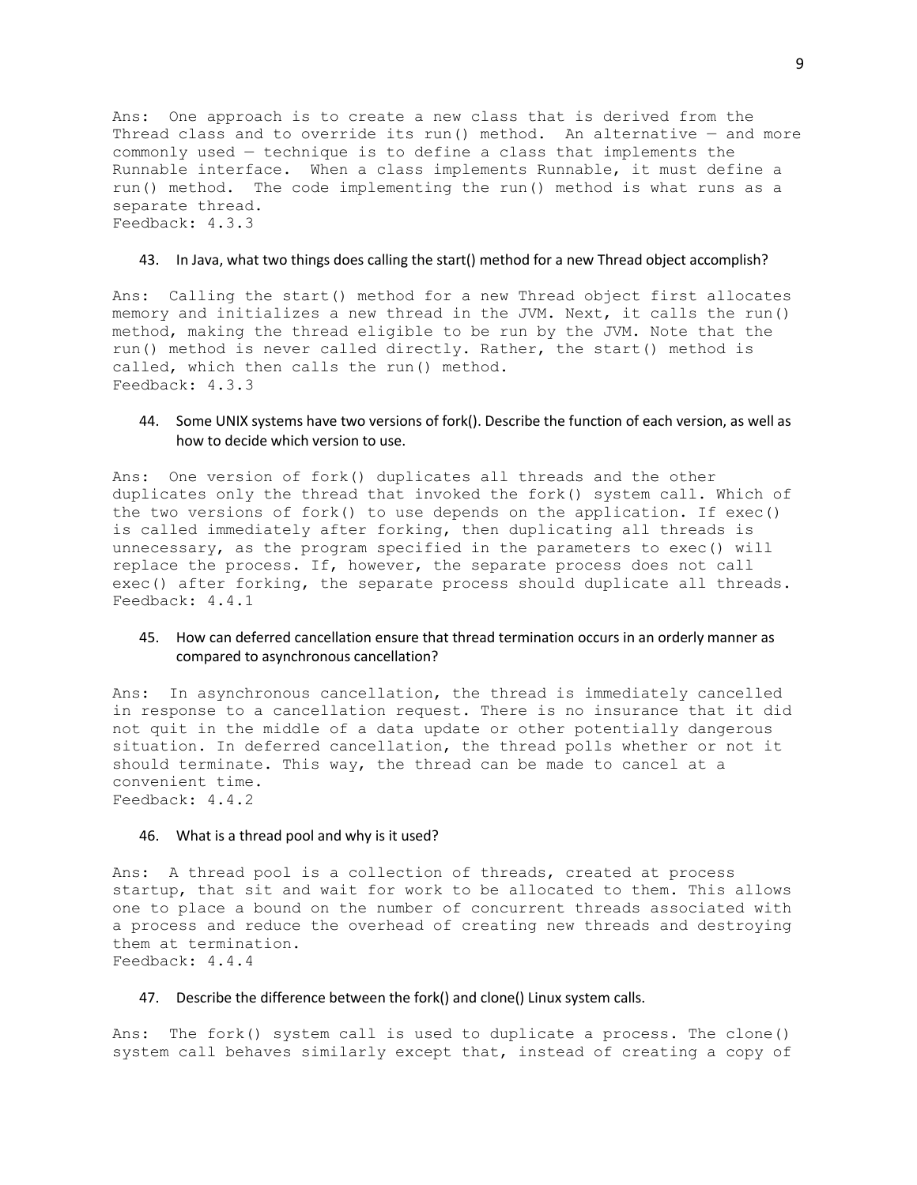Ans: One approach is to create a new class that is derived from the Thread class and to override its run() method. An alternative — and more commonly used — technique is to define a class that implements the Runnable interface. When a class implements Runnable, it must define a run() method. The code implementing the run() method is what runs as a separate thread.
Feedback: 4.3.3

43. In Java, what two things does calling the start() method for a new Thread object accomplish?

Ans: Calling the start() method for a new Thread object first allocates memory and initializes a new thread in the JVM. Next, it calls the run() method, making the thread eligible to be run by the JVM. Note that the run() method is never called directly. Rather, the start() method is called, which then calls the run() method.
Feedback: 4.3.3

44. Some UNIX systems have two versions of fork(). Describe the function of each version, as well as how to decide which version to use.

Ans: One version of fork() duplicates all threads and the other duplicates only the thread that invoked the fork() system call. Which of the two versions of fork() to use depends on the application. If exec() is called immediately after forking, then duplicating all threads is unnecessary, as the program specified in the parameters to exec() will replace the process. If, however, the separate process does not call exec() after forking, the separate process should duplicate all threads.
Feedback: 4.4.1

45. How can deferred cancellation ensure that thread termination occurs in an orderly manner as compared to asynchronous cancellation?

Ans: In asynchronous cancellation, the thread is immediately cancelled in response to a cancellation request. There is no insurance that it did not quit in the middle of a data update or other potentially dangerous situation. In deferred cancellation, the thread polls whether or not it should terminate. This way, the thread can be made to cancel at a convenient time.
Feedback: 4.4.2

46. What is a thread pool and why is it used?

Ans: A thread pool is a collection of threads, created at process startup, that sit and wait for work to be allocated to them. This allows one to place a bound on the number of concurrent threads associated with a process and reduce the overhead of creating new threads and destroying them at termination.
Feedback: 4.4.4

47. Describe the difference between the fork() and clone() Linux system calls.

Ans: The fork() system call is used to duplicate a process. The clone() system call behaves similarly except that, instead of creating a copy of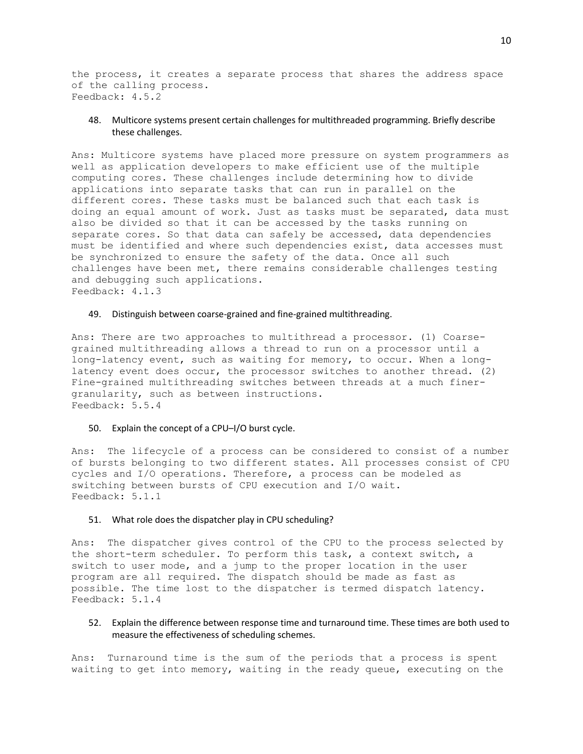the process, it creates a separate process that shares the address space of the calling process.
Feedback: 4.5.2

48. Multicore systems present certain challenges for multithreaded programming. Briefly describe these challenges.

Ans: Multicore systems have placed more pressure on system programmers as well as application developers to make efficient use of the multiple computing cores. These challenges include determining how to divide applications into separate tasks that can run in parallel on the different cores. These tasks must be balanced such that each task is doing an equal amount of work. Just as tasks must be separated, data must also be divided so that it can be accessed by the tasks running on separate cores. So that data can safely be accessed, data dependencies must be identified and where such dependencies exist, data accesses must be synchronized to ensure the safety of the data. Once all such challenges have been met, there remains considerable challenges testing and debugging such applications.
Feedback: 4.1.3

49. Distinguish between coarse-grained and fine-grained multithreading.

Ans: There are two approaches to multithread a processor. (1) Coarse-grained multithreading allows a thread to run on a processor until a long-latency event, such as waiting for memory, to occur. When a long-latency event does occur, the processor switches to another thread. (2) Fine-grained multithreading switches between threads at a much finer-granularity, such as between instructions.
Feedback: 5.5.4

50. Explain the concept of a CPU–I/O burst cycle.

Ans: The lifecycle of a process can be considered to consist of a number of bursts belonging to two different states. All processes consist of CPU cycles and I/O operations. Therefore, a process can be modeled as switching between bursts of CPU execution and I/O wait.
Feedback: 5.1.1

51. What role does the dispatcher play in CPU scheduling?

Ans: The dispatcher gives control of the CPU to the process selected by the short-term scheduler. To perform this task, a context switch, a switch to user mode, and a jump to the proper location in the user program are all required. The dispatch should be made as fast as possible. The time lost to the dispatcher is termed dispatch latency.
Feedback: 5.1.4

52. Explain the difference between response time and turnaround time. These times are both used to measure the effectiveness of scheduling schemes.

Ans: Turnaround time is the sum of the periods that a process is spent waiting to get into memory, waiting in the ready queue, executing on the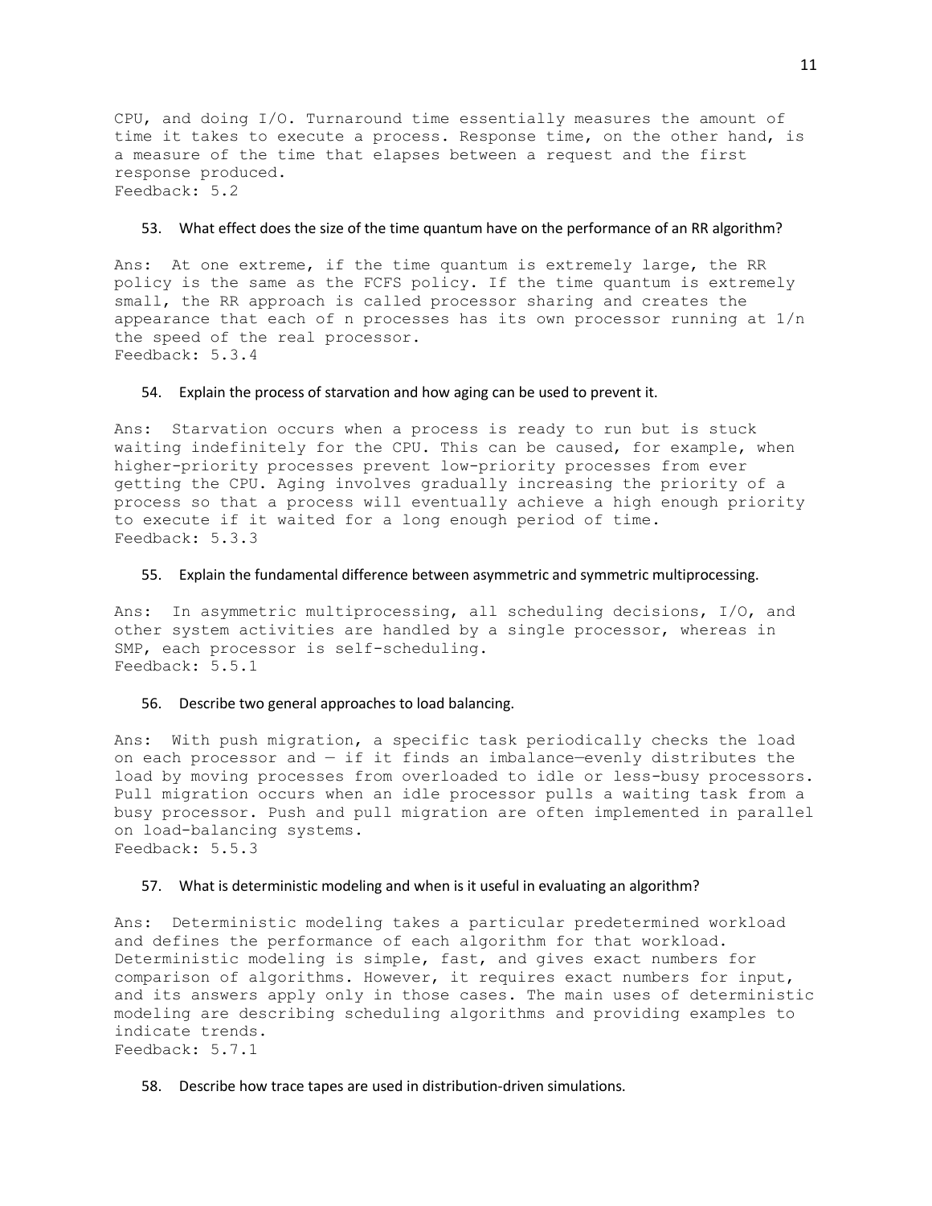CPU, and doing I/O. Turnaround time essentially measures the amount of time it takes to execute a process. Response time, on the other hand, is a measure of the time that elapses between a request and the first response produced.
Feedback: 5.2

53. What effect does the size of the time quantum have on the performance of an RR algorithm?

Ans: At one extreme, if the time quantum is extremely large, the RR policy is the same as the FCFS policy. If the time quantum is extremely small, the RR approach is called processor sharing and creates the appearance that each of n processes has its own processor running at 1/n the speed of the real processor.
Feedback: 5.3.4

54. Explain the process of starvation and how aging can be used to prevent it.

Ans: Starvation occurs when a process is ready to run but is stuck waiting indefinitely for the CPU. This can be caused, for example, when higher-priority processes prevent low-priority processes from ever getting the CPU. Aging involves gradually increasing the priority of a process so that a process will eventually achieve a high enough priority to execute if it waited for a long enough period of time.
Feedback: 5.3.3

55. Explain the fundamental difference between asymmetric and symmetric multiprocessing.

Ans: In asymmetric multiprocessing, all scheduling decisions, I/O, and other system activities are handled by a single processor, whereas in SMP, each processor is self-scheduling.
Feedback: 5.5.1

56. Describe two general approaches to load balancing.

Ans: With push migration, a specific task periodically checks the load on each processor and — if it finds an imbalance—evenly distributes the load by moving processes from overloaded to idle or less-busy processors. Pull migration occurs when an idle processor pulls a waiting task from a busy processor. Push and pull migration are often implemented in parallel on load-balancing systems.
Feedback: 5.5.3

57. What is deterministic modeling and when is it useful in evaluating an algorithm?

Ans: Deterministic modeling takes a particular predetermined workload and defines the performance of each algorithm for that workload. Deterministic modeling is simple, fast, and gives exact numbers for comparison of algorithms. However, it requires exact numbers for input, and its answers apply only in those cases. The main uses of deterministic modeling are describing scheduling algorithms and providing examples to indicate trends.
Feedback: 5.7.1

58. Describe how trace tapes are used in distribution-driven simulations.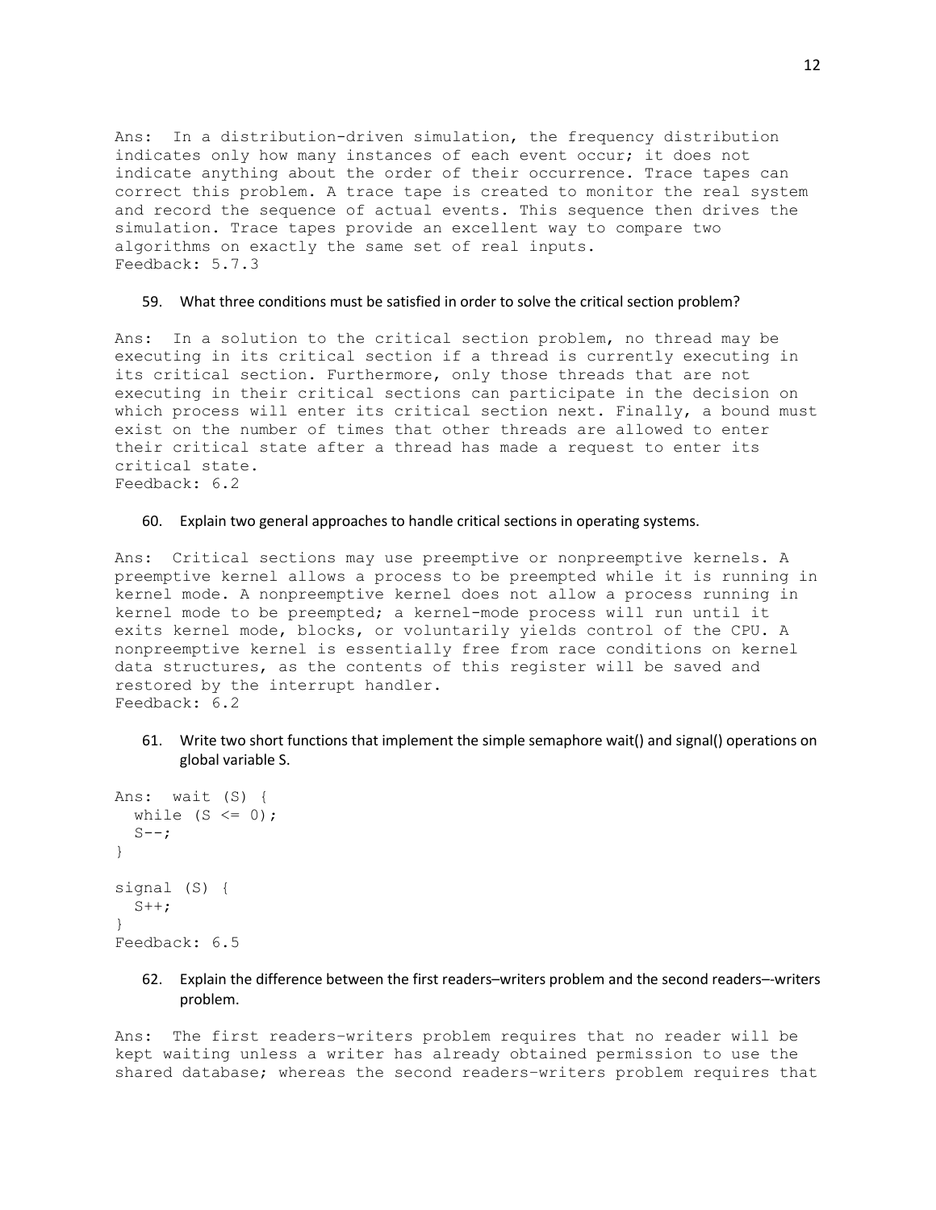Ans: In a distribution-driven simulation, the frequency distribution indicates only how many instances of each event occur; it does not indicate anything about the order of their occurrence. Trace tapes can correct this problem. A trace tape is created to monitor the real system and record the sequence of actual events. This sequence then drives the simulation. Trace tapes provide an excellent way to compare two algorithms on exactly the same set of real inputs.
Feedback: 5.7.3

59. What three conditions must be satisfied in order to solve the critical section problem?

Ans: In a solution to the critical section problem, no thread may be executing in its critical section if a thread is currently executing in its critical section. Furthermore, only those threads that are not executing in their critical sections can participate in the decision on which process will enter its critical section next. Finally, a bound must exist on the number of times that other threads are allowed to enter their critical state after a thread has made a request to enter its critical state.
Feedback: 6.2

60. Explain two general approaches to handle critical sections in operating systems.

Ans: Critical sections may use preemptive or nonpreemptive kernels. A preemptive kernel allows a process to be preempted while it is running in kernel mode. A nonpreemptive kernel does not allow a process running in kernel mode to be preempted; a kernel-mode process will run until it exits kernel mode, blocks, or voluntarily yields control of the CPU. A nonpreemptive kernel is essentially free from race conditions on kernel data structures, as the contents of this register will be saved and restored by the interrupt handler.
Feedback: 6.2

61. Write two short functions that implement the simple semaphore wait() and signal() operations on global variable S.

```
Ans:  wait (S) {
  while (S <= 0);
  S--;
}

signal (S) {
  S++;
}
```
Feedback: 6.5

62. Explain the difference between the first readers–writers problem and the second readers–-writers problem.

Ans: The first readers–writers problem requires that no reader will be kept waiting unless a writer has already obtained permission to use the shared database; whereas the second readers–writers problem requires that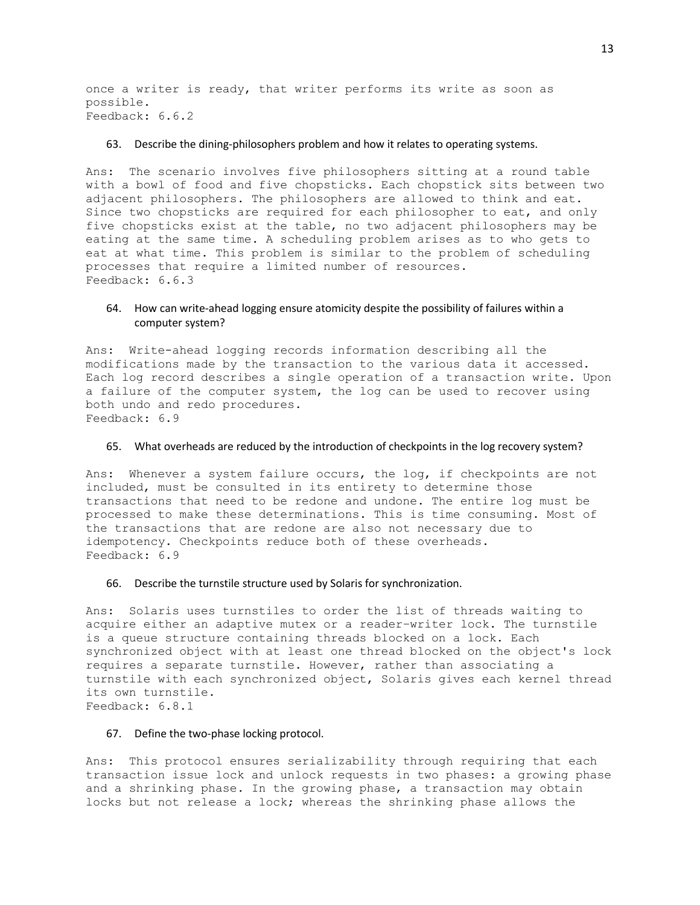once a writer is ready, that writer performs its write as soon as possible.
Feedback: 6.6.2

63. Describe the dining-philosophers problem and how it relates to operating systems.

Ans: The scenario involves five philosophers sitting at a round table with a bowl of food and five chopsticks. Each chopstick sits between two adjacent philosophers. The philosophers are allowed to think and eat. Since two chopsticks are required for each philosopher to eat, and only five chopsticks exist at the table, no two adjacent philosophers may be eating at the same time. A scheduling problem arises as to who gets to eat at what time. This problem is similar to the problem of scheduling processes that require a limited number of resources.
Feedback: 6.6.3

64. How can write-ahead logging ensure atomicity despite the possibility of failures within a computer system?

Ans: Write-ahead logging records information describing all the modifications made by the transaction to the various data it accessed. Each log record describes a single operation of a transaction write. Upon a failure of the computer system, the log can be used to recover using both undo and redo procedures.
Feedback: 6.9

65. What overheads are reduced by the introduction of checkpoints in the log recovery system?

Ans: Whenever a system failure occurs, the log, if checkpoints are not included, must be consulted in its entirety to determine those transactions that need to be redone and undone. The entire log must be processed to make these determinations. This is time consuming. Most of the transactions that are redone are also not necessary due to idempotency. Checkpoints reduce both of these overheads.
Feedback: 6.9

66. Describe the turnstile structure used by Solaris for synchronization.

Ans: Solaris uses turnstiles to order the list of threads waiting to acquire either an adaptive mutex or a reader-writer lock. The turnstile is a queue structure containing threads blocked on a lock. Each synchronized object with at least one thread blocked on the object's lock requires a separate turnstile. However, rather than associating a turnstile with each synchronized object, Solaris gives each kernel thread its own turnstile.
Feedback: 6.8.1

67. Define the two-phase locking protocol.

Ans: This protocol ensures serializability through requiring that each transaction issue lock and unlock requests in two phases: a growing phase and a shrinking phase. In the growing phase, a transaction may obtain locks but not release a lock; whereas the shrinking phase allows the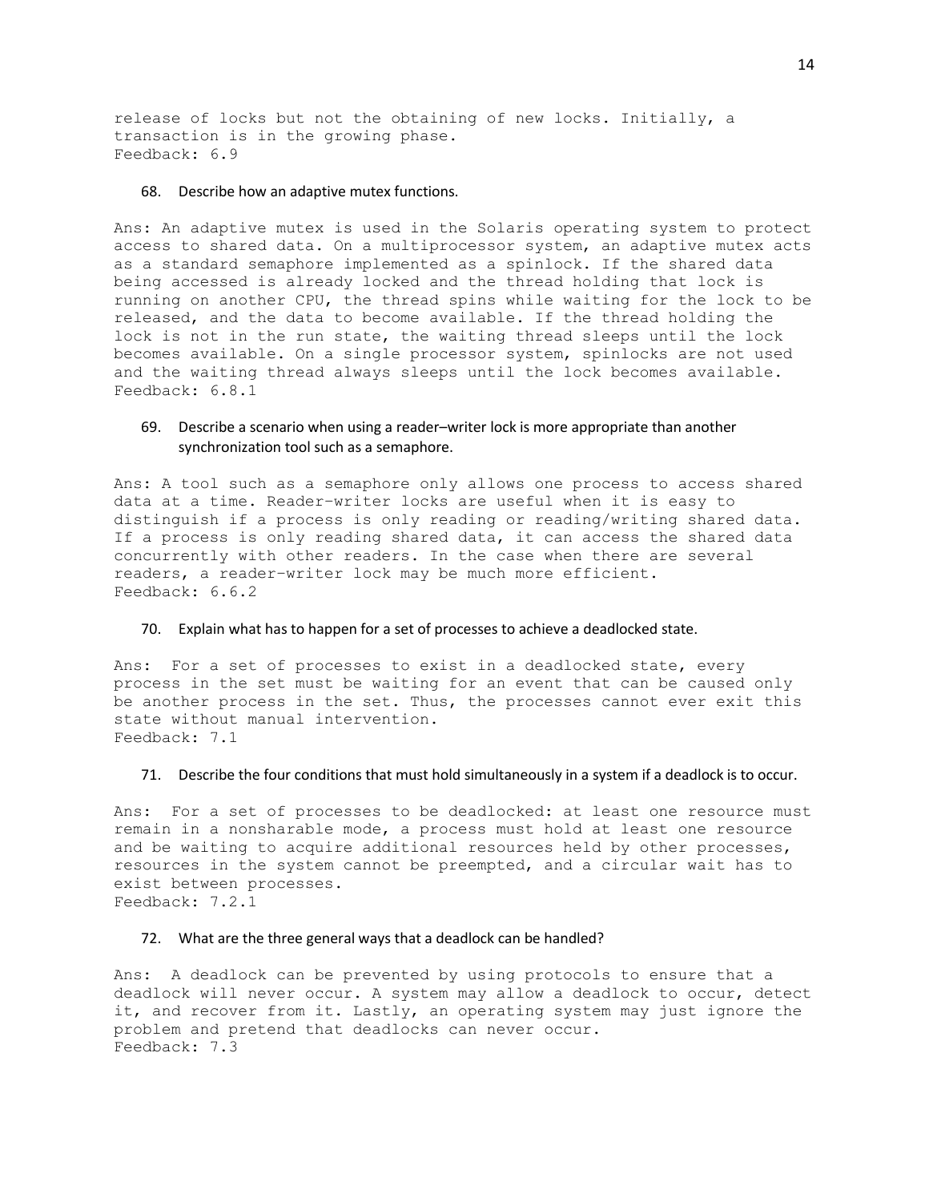release of locks but not the obtaining of new locks. Initially, a transaction is in the growing phase.
Feedback: 6.9

68. Describe how an adaptive mutex functions.

Ans: An adaptive mutex is used in the Solaris operating system to protect access to shared data. On a multiprocessor system, an adaptive mutex acts as a standard semaphore implemented as a spinlock. If the shared data being accessed is already locked and the thread holding that lock is running on another CPU, the thread spins while waiting for the lock to be released, and the data to become available. If the thread holding the lock is not in the run state, the waiting thread sleeps until the lock becomes available. On a single processor system, spinlocks are not used and the waiting thread always sleeps until the lock becomes available.
Feedback: 6.8.1

69. Describe a scenario when using a reader–writer lock is more appropriate than another synchronization tool such as a semaphore.

Ans: A tool such as a semaphore only allows one process to access shared data at a time. Reader–writer locks are useful when it is easy to distinguish if a process is only reading or reading/writing shared data. If a process is only reading shared data, it can access the shared data concurrently with other readers. In the case when there are several readers, a reader–writer lock may be much more efficient.
Feedback: 6.6.2

70. Explain what has to happen for a set of processes to achieve a deadlocked state.

Ans: For a set of processes to exist in a deadlocked state, every process in the set must be waiting for an event that can be caused only be another process in the set. Thus, the processes cannot ever exit this state without manual intervention.
Feedback: 7.1

71. Describe the four conditions that must hold simultaneously in a system if a deadlock is to occur.

Ans: For a set of processes to be deadlocked: at least one resource must remain in a nonsharable mode, a process must hold at least one resource and be waiting to acquire additional resources held by other processes, resources in the system cannot be preempted, and a circular wait has to exist between processes.
Feedback: 7.2.1

72. What are the three general ways that a deadlock can be handled?

Ans: A deadlock can be prevented by using protocols to ensure that a deadlock will never occur. A system may allow a deadlock to occur, detect it, and recover from it. Lastly, an operating system may just ignore the problem and pretend that deadlocks can never occur.
Feedback: 7.3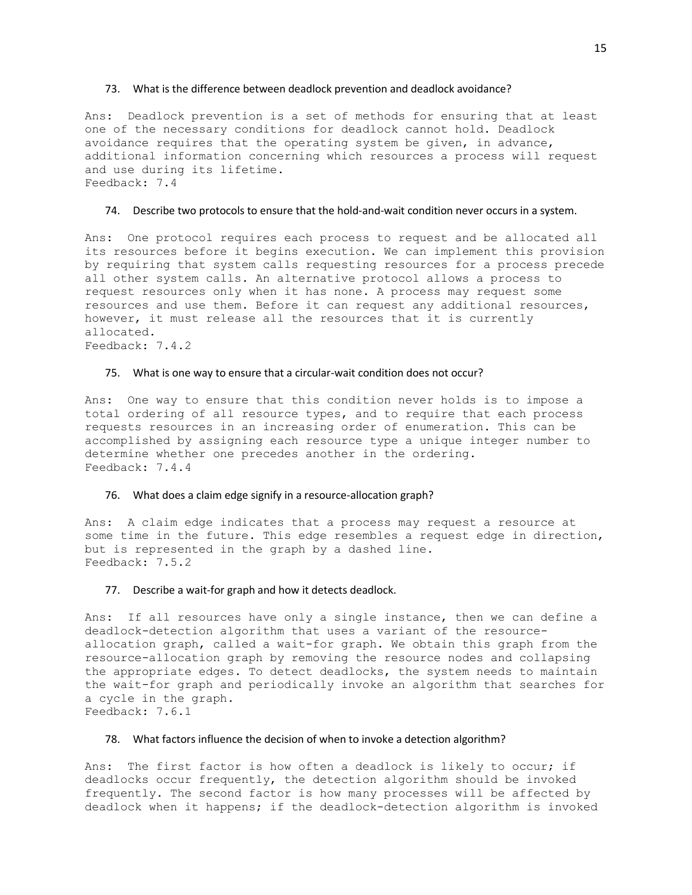73. What is the difference between deadlock prevention and deadlock avoidance?

Ans: Deadlock prevention is a set of methods for ensuring that at least one of the necessary conditions for deadlock cannot hold. Deadlock avoidance requires that the operating system be given, in advance, additional information concerning which resources a process will request and use during its lifetime.
Feedback: 7.4

74. Describe two protocols to ensure that the hold-and-wait condition never occurs in a system.

Ans: One protocol requires each process to request and be allocated all its resources before it begins execution. We can implement this provision by requiring that system calls requesting resources for a process precede all other system calls. An alternative protocol allows a process to request resources only when it has none. A process may request some resources and use them. Before it can request any additional resources, however, it must release all the resources that it is currently allocated.
Feedback: 7.4.2

75. What is one way to ensure that a circular-wait condition does not occur?

Ans: One way to ensure that this condition never holds is to impose a total ordering of all resource types, and to require that each process requests resources in an increasing order of enumeration. This can be accomplished by assigning each resource type a unique integer number to determine whether one precedes another in the ordering.
Feedback: 7.4.4

76. What does a claim edge signify in a resource-allocation graph?

Ans: A claim edge indicates that a process may request a resource at some time in the future. This edge resembles a request edge in direction, but is represented in the graph by a dashed line.
Feedback: 7.5.2

77. Describe a wait-for graph and how it detects deadlock.

Ans: If all resources have only a single instance, then we can define a deadlock-detection algorithm that uses a variant of the resource-allocation graph, called a wait-for graph. We obtain this graph from the resource-allocation graph by removing the resource nodes and collapsing the appropriate edges. To detect deadlocks, the system needs to maintain the wait-for graph and periodically invoke an algorithm that searches for a cycle in the graph.
Feedback: 7.6.1

78. What factors influence the decision of when to invoke a detection algorithm?

Ans: The first factor is how often a deadlock is likely to occur; if deadlocks occur frequently, the detection algorithm should be invoked frequently. The second factor is how many processes will be affected by deadlock when it happens; if the deadlock-detection algorithm is invoked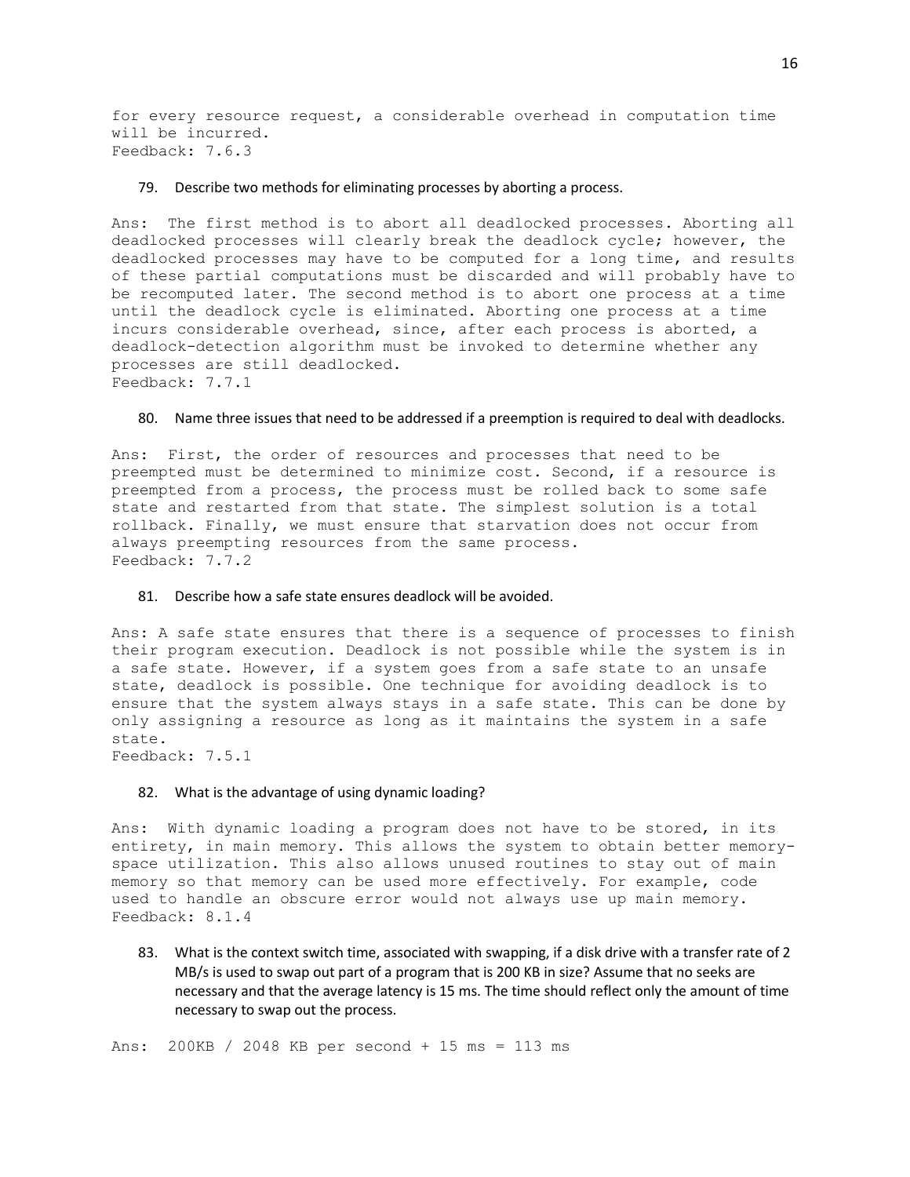for every resource request, a considerable overhead in computation time will be incurred.
Feedback: 7.6.3

79. Describe two methods for eliminating processes by aborting a process.

Ans: The first method is to abort all deadlocked processes. Aborting all deadlocked processes will clearly break the deadlock cycle; however, the deadlocked processes may have to be computed for a long time, and results of these partial computations must be discarded and will probably have to be recomputed later. The second method is to abort one process at a time until the deadlock cycle is eliminated. Aborting one process at a time incurs considerable overhead, since, after each process is aborted, a deadlock-detection algorithm must be invoked to determine whether any processes are still deadlocked.
Feedback: 7.7.1

80. Name three issues that need to be addressed if a preemption is required to deal with deadlocks.

Ans: First, the order of resources and processes that need to be preempted must be determined to minimize cost. Second, if a resource is preempted from a process, the process must be rolled back to some safe state and restarted from that state. The simplest solution is a total rollback. Finally, we must ensure that starvation does not occur from always preempting resources from the same process.
Feedback: 7.7.2

81. Describe how a safe state ensures deadlock will be avoided.

Ans: A safe state ensures that there is a sequence of processes to finish their program execution. Deadlock is not possible while the system is in a safe state. However, if a system goes from a safe state to an unsafe state, deadlock is possible. One technique for avoiding deadlock is to ensure that the system always stays in a safe state. This can be done by only assigning a resource as long as it maintains the system in a safe state.
Feedback: 7.5.1

82. What is the advantage of using dynamic loading?

Ans: With dynamic loading a program does not have to be stored, in its entirety, in main memory. This allows the system to obtain better memory-space utilization. This also allows unused routines to stay out of main memory so that memory can be used more effectively. For example, code used to handle an obscure error would not always use up main memory.
Feedback: 8.1.4

83. What is the context switch time, associated with swapping, if a disk drive with a transfer rate of 2 MB/s is used to swap out part of a program that is 200 KB in size? Assume that no seeks are necessary and that the average latency is 15 ms. The time should reflect only the amount of time necessary to swap out the process.

Ans: 200KB / 2048 KB per second + 15 ms = 113 ms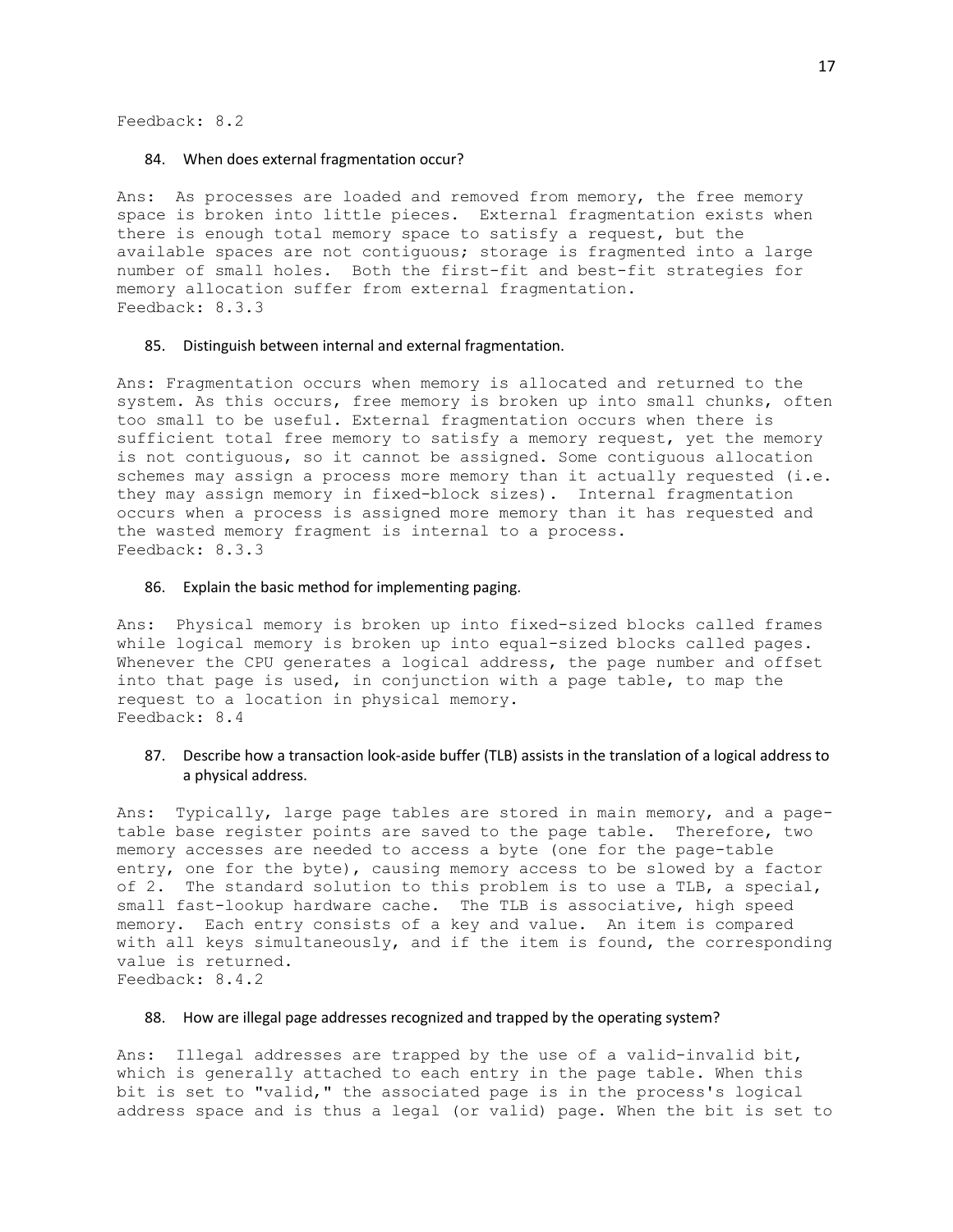Feedback: 8.2

84. When does external fragmentation occur?

Ans: As processes are loaded and removed from memory, the free memory space is broken into little pieces. External fragmentation exists when there is enough total memory space to satisfy a request, but the available spaces are not contiguous; storage is fragmented into a large number of small holes. Both the first-fit and best-fit strategies for memory allocation suffer from external fragmentation.
Feedback: 8.3.3

85. Distinguish between internal and external fragmentation.

Ans: Fragmentation occurs when memory is allocated and returned to the system. As this occurs, free memory is broken up into small chunks, often too small to be useful. External fragmentation occurs when there is sufficient total free memory to satisfy a memory request, yet the memory is not contiguous, so it cannot be assigned. Some contiguous allocation schemes may assign a process more memory than it actually requested (i.e. they may assign memory in fixed-block sizes). Internal fragmentation occurs when a process is assigned more memory than it has requested and the wasted memory fragment is internal to a process.
Feedback: 8.3.3

86. Explain the basic method for implementing paging.

Ans: Physical memory is broken up into fixed-sized blocks called frames while logical memory is broken up into equal-sized blocks called pages. Whenever the CPU generates a logical address, the page number and offset into that page is used, in conjunction with a page table, to map the request to a location in physical memory.
Feedback: 8.4

87. Describe how a transaction look-aside buffer (TLB) assists in the translation of a logical address to a physical address.

Ans: Typically, large page tables are stored in main memory, and a page-table base register points are saved to the page table. Therefore, two memory accesses are needed to access a byte (one for the page-table entry, one for the byte), causing memory access to be slowed by a factor of 2. The standard solution to this problem is to use a TLB, a special, small fast-lookup hardware cache. The TLB is associative, high speed memory. Each entry consists of a key and value. An item is compared with all keys simultaneously, and if the item is found, the corresponding value is returned.
Feedback: 8.4.2

88. How are illegal page addresses recognized and trapped by the operating system?

Ans: Illegal addresses are trapped by the use of a valid-invalid bit, which is generally attached to each entry in the page table. When this bit is set to "valid," the associated page is in the process's logical address space and is thus a legal (or valid) page. When the bit is set to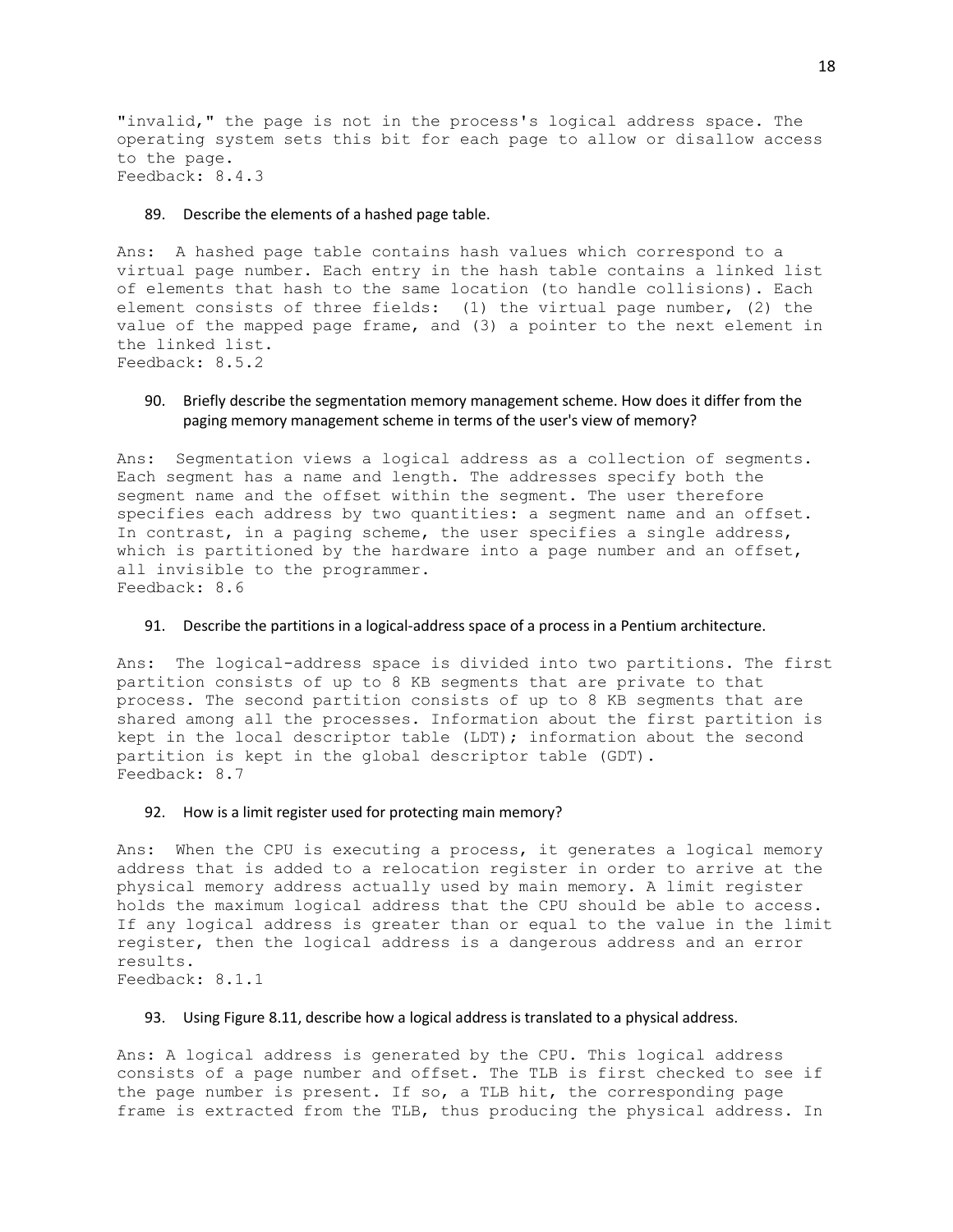"invalid," the page is not in the process's logical address space. The operating system sets this bit for each page to allow or disallow access to the page.
Feedback: 8.4.3

89. Describe the elements of a hashed page table.

Ans: A hashed page table contains hash values which correspond to a virtual page number. Each entry in the hash table contains a linked list of elements that hash to the same location (to handle collisions). Each element consists of three fields: (1) the virtual page number, (2) the value of the mapped page frame, and (3) a pointer to the next element in the linked list.
Feedback: 8.5.2

90. Briefly describe the segmentation memory management scheme. How does it differ from the paging memory management scheme in terms of the user's view of memory?

Ans: Segmentation views a logical address as a collection of segments. Each segment has a name and length. The addresses specify both the segment name and the offset within the segment. The user therefore specifies each address by two quantities: a segment name and an offset. In contrast, in a paging scheme, the user specifies a single address, which is partitioned by the hardware into a page number and an offset, all invisible to the programmer.
Feedback: 8.6

91. Describe the partitions in a logical-address space of a process in a Pentium architecture.

Ans: The logical-address space is divided into two partitions. The first partition consists of up to 8 KB segments that are private to that process. The second partition consists of up to 8 KB segments that are shared among all the processes. Information about the first partition is kept in the local descriptor table (LDT); information about the second partition is kept in the global descriptor table (GDT).
Feedback: 8.7

92. How is a limit register used for protecting main memory?

Ans: When the CPU is executing a process, it generates a logical memory address that is added to a relocation register in order to arrive at the physical memory address actually used by main memory. A limit register holds the maximum logical address that the CPU should be able to access. If any logical address is greater than or equal to the value in the limit register, then the logical address is a dangerous address and an error results.
Feedback: 8.1.1

93. Using Figure 8.11, describe how a logical address is translated to a physical address.

Ans: A logical address is generated by the CPU. This logical address consists of a page number and offset. The TLB is first checked to see if the page number is present. If so, a TLB hit, the corresponding page frame is extracted from the TLB, thus producing the physical address. In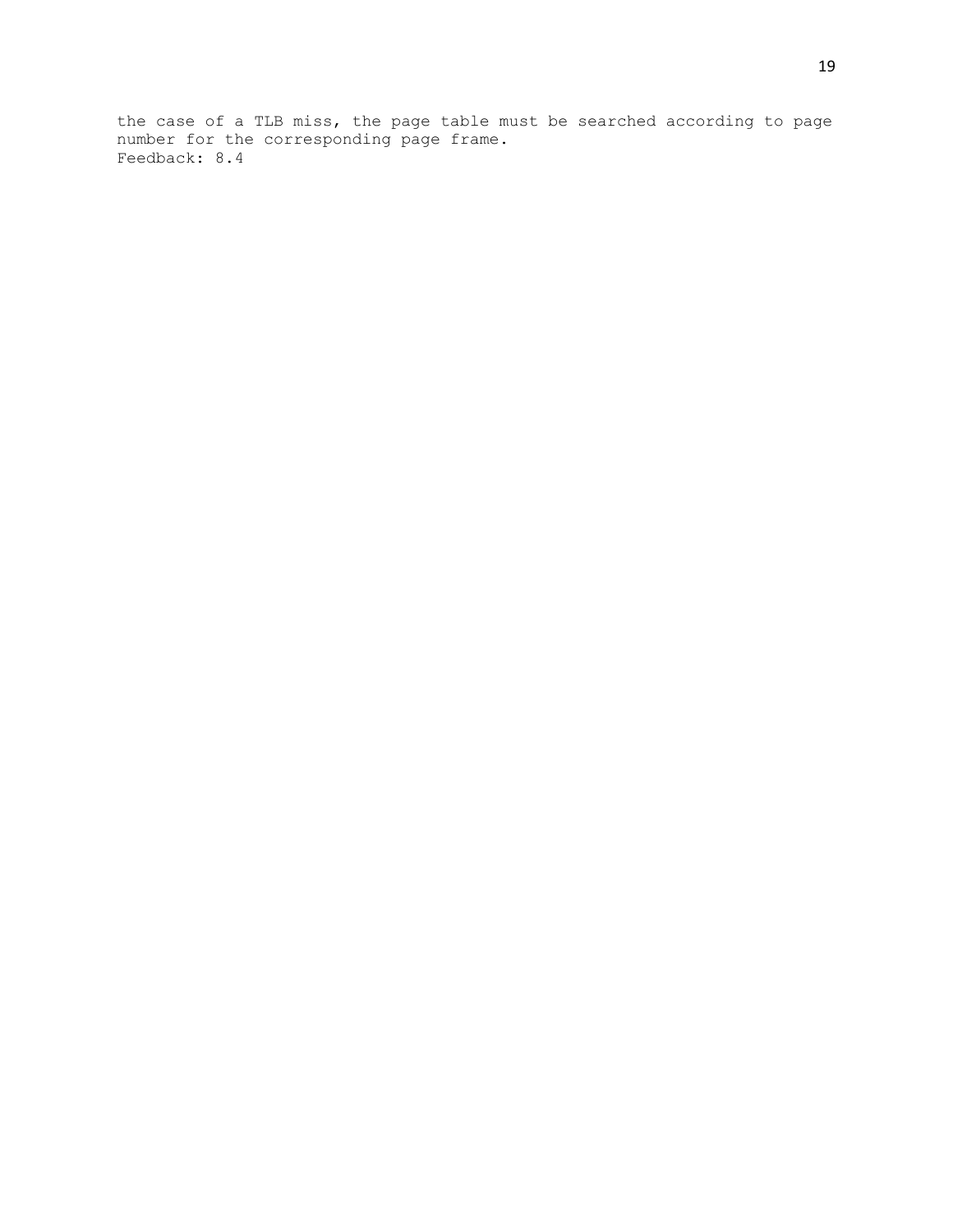the case of a TLB miss, the page table must be searched according to page number for the corresponding page frame.
Feedback: 8.4